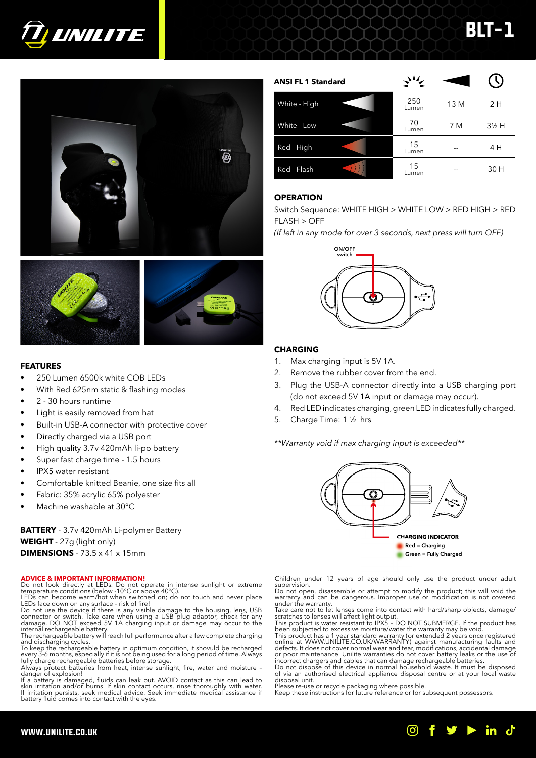# UNILITE

# BLT-1

## ANSI FL 1 Standard

| Mode | Output | Beam Distance | Runtime |
|---|---|---|---|
| White - High | 250 Lumen | 13 M | 2 H |
| White - Low | 70 Lumen | 7 M | 3½ H |
| Red - High | 15 Lumen | -- | 4 H |
| Red - Flash | 15 Lumen | -- | 30 H |

## OPERATION

Switch Sequence: WHITE HIGH > WHITE LOW > RED HIGH > RED FLASH > OFF

*(If left in any mode for over 3 seconds, next press will turn OFF)*

ON/OFF switch

## CHARGING

1. Max charging input is 5V 1A.
2. Remove the rubber cover from the end.
3. Plug the USB-A connector directly into a USB charging port (do not exceed 5V 1A input or damage may occur).
4. Red LED indicates charging, green LED indicates fully charged.
5. Charge Time: 1 ½ hrs

*\*\*Warranty void if max charging input is exceeded\*\**

**CHARGING INDICATOR**
Red = Charging
Green = Fully Charged

## FEATURES

- 250 Lumen 6500k white COB LEDs
- With Red 625nm static & flashing modes
- 2 - 30 hours runtime
- Light is easily removed from hat
- Built-in USB-A connector with protective cover
- Directly charged via a USB port
- High quality 3.7v 420mAh li-po battery
- Super fast charge time - 1.5 hours
- IPX5 water resistant
- Comfortable knitted Beanie, one size fits all
- Fabric: 35% acrylic 65% polyester
- Machine washable at 30°C

**BATTERY** - 3.7v 420mAh Li-polymer Battery
**WEIGHT** - 27g (light only)
**DIMENSIONS** - 73.5 x 41 x 15mm

## ADVICE & IMPORTANT INFORMATION!

Do not look directly at LEDs. Do not operate in intense sunlight or extreme temperature conditions (below -10°C or above 40°C).
LEDs can become warm/hot when switched on; do not touch and never place LEDs face down on any surface – risk of fire!
Do not use the device if there is any visible damage to the housing, lens, USB connector or switch. Take care when using a USB plug adaptor, check for any damage. DO NOT exceed 5V 1A charging input or damage may occur to the internal rechargeable battery.
The rechargeable battery will reach full performance after a few complete charging and discharging cycles.
To keep the rechargeable battery in optimum condition, it shovuld be recharged every 3-6 months, especially if it is not being used for a long period of time. Always fully charge rechargeable batteries before storage.
Always protect batteries from heat, intense sunlight, fire, water and moisture – danger of explosion!
If a battery is damaged, fluids can leak out. AVOID contact as this can lead to skin irritation and/or burns. If skin contact occurs, rinse thoroughly with water. If irritation persists, seek medical advice. Seek immediate medical assistance if battery fluid comes into contact with the eyes.

Children under 12 years of age should only use the product under adult supervision.
Do not open, disassemble or attempt to modify the product; this will void the warranty and can be dangerous. Improper use or modification is not covered under the warranty.
Take care not to let lenses come into contact with hard/sharp objects, damage/scratches to lenses will affect light output.
This product is water resistant to IPX5 – DO NOT SUBMERGE. If the product has been subjected to excessive moisture/water the warranty may be void.
This product has a 1 year standard warranty (or extended 2 years once registered online at WWW.UNILITE.CO.UK/WARRANTY) against manufacturing faults and defects. It does not cover normal wear and tear, modifications, accidental damage or poor maintenance. Unilite warranties do not cover battery leaks or the use of incorrect chargers and cables that can damage rechargeable batteries.
Do not dispose of this device in normal household waste. It must be disposed of via an authorised electrical appliance disposal centre or at your local waste disposal unit.
Please re-use or recycle packaging where possible.
Keep these instructions for future reference or for subsequent possessors.

WWW.UNILITE.CO.UK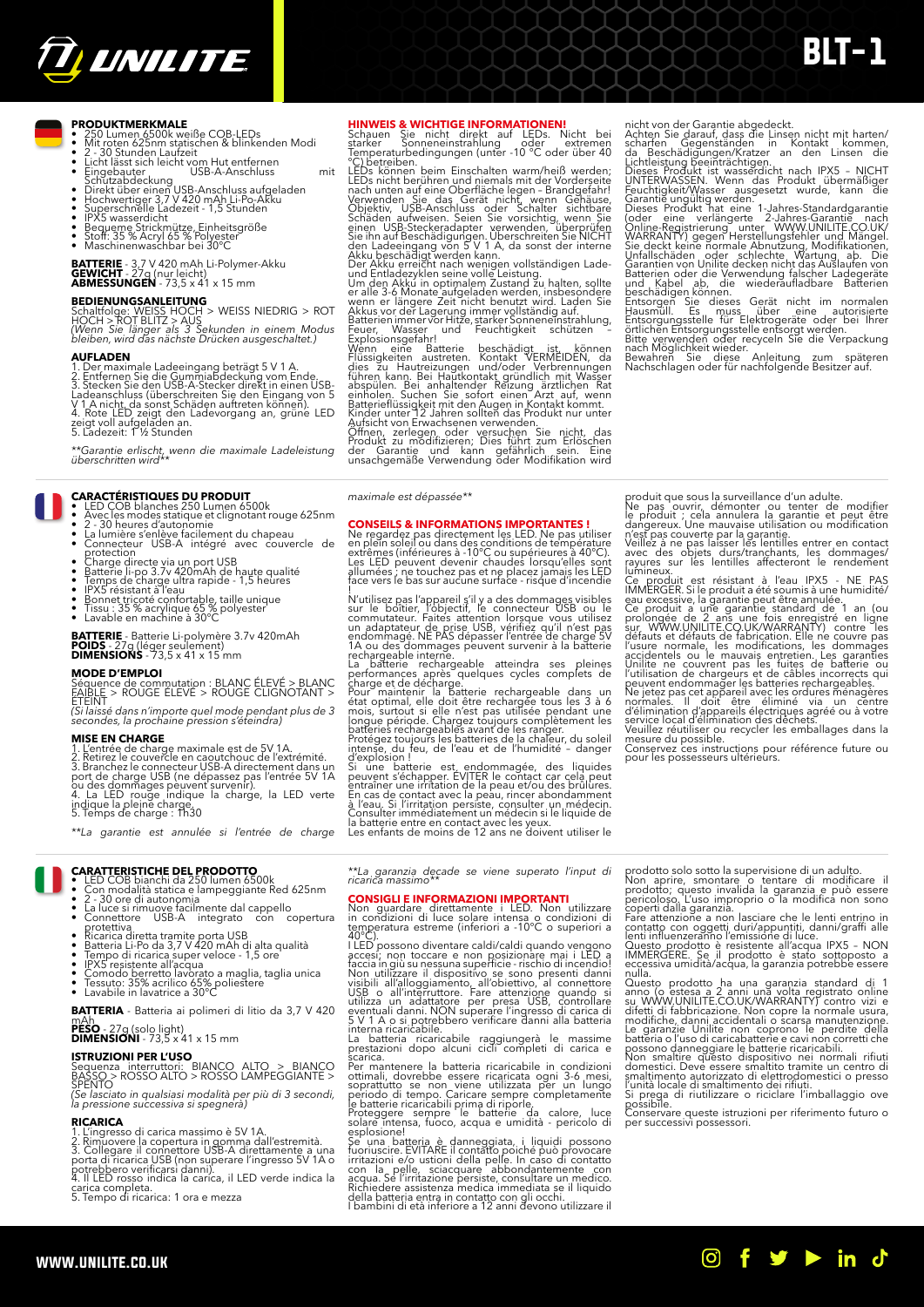# UNILITE BLT-1

## PRODUKTMERKMALE

- 250 Lumen 6500k weiße COB-LEDs
- Mit roten 625nm statischen & blinkenden Modi
- 2 - 30 Stunden Laufzeit
- Licht lässt sich leicht vom Hut entfernen
- Eingebauter USB-A-Anschluss mit Schutzabdeckung
- Direkt über einen USB-Anschluss aufgeladen
- Hochwertiger 3,7 V 420 mAh Li-Po-Akku
- Superschnelle Ladezeit - 1,5 Stunden
- IPX5 wasserdicht
- Bequeme Strickmütze, Einheitsgröße
- Stoff: 35 % Acryl 65 % Polyester
- Maschinenwaschbar bei 30°C

**BATTERIE** - 3,7 V 420 mAh Li-Polymer-Akku
**GEWICHT** - 27g (nur leicht)
**ABMESSUNGEN** - 73,5 x 41 x 15 mm

**BEDIENUNGSANLEITUNG**
Schaltfolge: WEISS HOCH > WEISS NIEDRIG > ROT HOCH > ROT BLITZ > AUS
*(Wenn Sie länger als 3 Sekunden in einem Modus bleiben, wird das nächste Drücken ausgeschaltet.)*

**AUFLADEN**
1. Der maximale Ladeeingang beträgt 5 V 1 A.
2. Entfernen Sie die Gummiabdeckung vom Ende.
3. Stecken Sie den USB-A-Stecker direkt in einen USB-Ladeanschluss (überschreiten Sie den Eingang von 5 V 1 A nicht, da sonst Schäden auftreten können).
4. Rote LED zeigt den Ladevorgang an, grüne LED zeigt voll aufgeladen an.
5. Ladezeit: 1 ½ Stunden

*\*\*Garantie erlischt, wenn die maximale Ladeleistung überschritten wird\*\**

**HINWEIS & WICHTIGE INFORMATIONEN!**
Schauen Sie nicht direkt auf LEDs. Nicht bei starker Sonneneinstrahlung oder extremen Temperaturbedingungen (unter -10 °C oder über 40 °C) betreiben.
LEDs können beim Einschalten warm/heiß werden; LEDs nicht berühren und niemals mit der Vorderseite nach unten auf eine Oberfläche legen – Brandgefahr! Verwenden Sie das Gerät nicht, wenn Gehäuse, Objektiv, USB-Anschluss oder Schalter sichtbare Schäden aufweisen. Seien Sie vorsichtig, wenn Sie einen USB-Steckeradapter verwenden, überprüfen Sie ihn auf Beschädigungen. Überschreiten Sie NICHT den Ladeeingang von 5 V 1 A, da sonst der interne Akku beschädigt werden kann.
Der Akku erreicht nach wenigen vollständigen Lade- und Entladezyklen seine volle Leistung.
Um den Akku in optimalem Zustand zu halten, sollte er alle 3-6 Monate aufgeladen werden, insbesondere wenn er längere Zeit nicht benutzt wird. Laden Sie Akkus vor der Lagerung immer vollständig auf.
Batterien immer vor Hitze, starker Sonneneinstrahlung, Feuer, Wasser und Feuchtigkeit schützen – Explosionsgefahr!
Wenn eine Batterie beschädigt ist, können Flüssigkeiten austreten. Kontakt VERMEIDEN, da dies zu Hautreizungen und/oder Verbrennungen führen kann. Bei Hautkontakt gründlich mit Wasser abspülen. Bei anhaltender Reizung ärztlichen Rat einholen. Suchen Sie sofort einen Arzt auf, wenn Batterieflüssigkeit mit den Augen in Kontakt kommt.
Kinder unter 12 Jahren sollten das Produkt nur unter Aufsicht von Erwachsenen verwenden.
Öffnen, zerlegen oder versuchen Sie nicht, das Produkt zu modifizieren; Dies führt zum Erlöschen der Garantie und kann gefährlich sein. Eine unsachgemäße Verwendung oder Modifikation wird nicht von der Garantie abgedeckt.
Achten Sie darauf, dass die Linsen nicht mit harten/scharfen Gegenständen in Kontakt kommen, da Beschädigungen/Kratzer an den Linsen die Lichtleistung beeinträchtigen.
Dieses Produkt ist wasserdicht nach IPX5 – NICHT UNTERWASSEN. Wenn das Produkt übermäßiger Feuchtigkeit/Wasser ausgesetzt wurde, kann die Garantie ungültig werden.
Dieses Produkt hat eine 1-Jahres-Standardgarantie (oder eine verlängerte 2-Jahres-Garantie nach Online-Registrierung unter WWW.UNILITE.CO.UK/WARRANTY) gegen Herstellungsfehler und Mängel. Sie deckt keine normale Abnutzung, Modifikationen, Unfallschäden oder schlechte Wartung ab. Die Garantien von Unilite decken nicht das Auslaufen von Batterien oder die Verwendung falscher Ladegeräte und Kabel ab, die wiederaufladbare Batterien beschädigen können.
Entsorgen Sie dieses Gerät nicht im normalen Hausmüll. Es muss über eine autorisierte Entsorgungsstelle für Elektrogeräte oder bei Ihrer örtlichen Entsorgungsstelle entsorgt werden.
Bitte verwenden oder recyceln Sie die Verpackung nach Möglichkeit wieder.
Bewahren Sie diese Anleitung zum späteren Nachschlagen oder für nachfolgende Besitzer auf.

## CARACTÉRISTIQUES DU PRODUIT

- LED COB blanches 250 Lumen 6500k
- Avec les modes statique et clignotant rouge 625nm
- 2 - 30 heures d'autonomie
- La lumière s'enlève facilement du chapeau
- Connecteur USB-A intégré avec couvercle de protection
- Charge directe via un port USB
- Batterie li-po 3.7v 420mAh de haute qualité
- Temps de charge ultra rapide - 1,5 heures
- IPX5 résistant à l'eau
- Bonnet tricoté confortable, taille unique
- Tissu : 35 % acrylique 65 % polyester
- Lavable en machine à 30°C

**BATTERIE** - Batterie Li-polymère 3.7v 420mAh
**POIDS** - 27g (léger seulement)
**DIMENSIONS** - 73,5 x 41 x 15 mm

**MODE D'EMPLOI**
Séquence de commutation : BLANC ÉLEVÉ > BLANC FAIBLE > ROUGE ÉLEVÉ > ROUGE CLIGNOTANT > ÉTEINT
*(Si laissé dans n'importe quel mode pendant plus de 3 secondes, la prochaine pression s'éteindra)*

**MISE EN CHARGE**
1. L'entrée de charge maximale est de 5V 1A.
2. Retirez le couvercle en caoutchouc de l'extrémité.
3. Branchez le connecteur USB-A directement dans un port de charge USB (ne dépassez pas l'entrée 5V 1A ou des dommages peuvent survenir).
4. La LED rouge indique la charge, la LED verte indique la pleine charge.
5. Temps de charge : 1h30

*\*\*La garantie est annulée si l'entrée de charge maximale est dépassée\*\**

**CONSEILS & INFORMATIONS IMPORTANTES !**
Ne regardez pas directement les LED. Ne pas utiliser en plein soleil ou dans des conditions de température extrêmes (inférieures à -10°C ou supérieures à 40°C).
Les LED peuvent devenir chaudes lorsqu'elles sont allumées ; ne touchez pas et ne placez jamais les LED face vers le bas sur aucune surface - risque d'incendie !
N'utilisez pas l'appareil s'il y a des dommages visibles sur le boîtier, l'objectif, le connecteur USB ou le commutateur. Faites attention lorsque vous utilisez un adaptateur de prise USB, vérifiez qu'il n'est pas endommagé. NE PAS dépasser l'entrée de charge 5V 1A ou des dommages peuvent survenir à la batterie rechargeable interne.
La batterie rechargeable atteindra ses pleines performances après quelques cycles complets de charge et de décharge.
Pour maintenir la batterie rechargeable dans un état optimal, elle doit être rechargée tous les 3 à 6 mois, surtout si elle n'est pas utilisée pendant une longue période. Chargez toujours complètement les batteries rechargeables avant de les ranger.
Protégez toujours les batteries de la chaleur, du soleil intense, du feu, de l'eau et de l'humidité – danger d'explosion !
Si une batterie est endommagée, des liquides peuvent s'échapper. ÉVITER le contact car cela peut entraîner une irritation de la peau et/ou des brûlures. En cas de contact avec la peau, rincer abondamment à l'eau. Si l'irritation persiste, consulter un médecin. Consulter immédiatement un médecin si le liquide de la batterie entre en contact avec les yeux.
Les enfants de moins de 12 ans ne doivent utiliser le produit que sous la surveillance d'un adulte.
Ne pas ouvrir, démonter ou tenter de modifier le produit ; cela annulera la garantie et peut être dangereux. Une mauvaise utilisation ou modification n'est pas couverte par la garantie.
Veillez à ne pas laisser les lentilles entrer en contact avec des objets durs/tranchants, les dommages/rayures sur les lentilles affecteront le rendement lumineux.
Ce produit est résistant à l'eau IPX5 - NE PAS IMMERGER. Si le produit a été soumis à une humidité/eau excessive, la garantie peut être annulée.
Ce produit a une garantie standard de 1 an (ou prolongée de 2 ans une fois enregistré en ligne sur WWW.UNILITE.CO.UK/WARRANTY) contre les défauts et défauts de fabrication. Elle ne couvre pas l'usure normale, les modifications, les dommages accidentels ou le mauvais entretien. Les garanties Unilite ne couvrent pas les fuites de batterie ou l'utilisation de chargeurs et de câbles incorrects qui peuvent endommager les batteries rechargeables.
Ne jetez pas cet appareil avec les ordures ménagères normales. Il doit être éliminé via un centre d'élimination d'appareils électriques agréé ou à votre service local d'élimination des déchets.
Veuillez réutiliser ou recycler les emballages dans la mesure du possible.
Conservez ces instructions pour référence future ou pour les possesseurs ultérieurs.

## CARATTERISTICHE DEL PRODOTTO

- LED COB bianchi da 250 lumen 6500k
- Con modalità statica e lampeggiante Red 625nm
- 2 - 30 ore di autonomia
- La luce si rimuove facilmente dal cappello
- Connettore USB-A integrato con copertura protettiva
- Ricarica diretta tramite porta USB
- Batteria Li-Po da 3,7 V 420 mAh di alta qualità
- Tempo di ricarica super veloce - 1,5 ore
- IPX5 resistente all'acqua
- Comodo berretto lavorato a maglia, taglia unica
- Tessuto: 35% acrilico 65% poliestere
- Lavabile in lavatrice a 30°C

**BATTERIA** - Batteria ai polimeri di litio da 3,7 V 420 mAh
**PESO** - 27g (solo light)
**DIMENSIONI** - 73,5 x 41 x 15 mm

**ISTRUZIONI PER L'USO**
Sequenza interruttori: BIANCO ALTO > BIANCO BASSO > ROSSO ALTO > ROSSO LAMPEGGIANTE > SPENTO
*(Se lasciato in qualsiasi modalità per più di 3 secondi, la pressione successiva si spegnerà)*

**RICARICA**
1. L'ingresso di carica massimo è 5V 1A.
2. Rimuovere la copertura in gomma dall'estremità.
3. Collegare il connettore USB-A direttamente a una porta di ricarica USB (non superare l'ingresso 5V 1A o potrebbero verificarsi danni).
4. Il LED rosso indica la carica, il LED verde indica la carica completa.
5. Tempo di ricarica: 1 ora e mezza

*\*\*La garanzia decade se viene superato l'input di ricarica massimo\*\**

**CONSIGLI E INFORMAZIONI IMPORTANTI**
Non guardare direttamente i LED. Non utilizzare in condizioni di luce solare intensa o condizioni di temperatura estreme (inferiori a -10°C o superiori a 40°C).
I LED possono diventare caldi/caldi quando vengono accesi; non toccare e non posizionare mai i LED a faccia in giù su nessuna superficie - rischio di incendio! Non utilizzare il dispositivo se sono presenti danni visibili all'alloggiamento, all'obiettivo, al connettore USB o all'interruttore. Fare attenzione quando si utilizza un adattatore per presa USB, controllare eventuali danni. NON superare l'ingresso di carica di 5 V 1 A o si potrebbero verificare danni alla batteria interna ricaricabile.
La batteria ricaricabile raggiungerà le massime prestazioni dopo alcuni cicli completi di carica e scarica.
Per mantenere la batteria ricaricabile in condizioni ottimali, dovrebbe essere ricaricata ogni 3-6 mesi, soprattutto se non viene utilizzata per un lungo periodo di tempo. Caricare sempre completamente le batterie ricaricabili prima di riporle.
Proteggere sempre le batterie da calore, luce solare intensa, fuoco, acqua e umidità - pericolo di esplosione!
Se una batteria è danneggiata, i liquidi possono fuoriuscire. EVITARE il contatto poiché può provocare irritazioni e/o ustioni della pelle. In caso di contatto con la pelle, sciacquare abbondantemente con acqua. Se l'irritazione persiste, consultare un medico. Richiedere assistenza medica immediata se il liquido della batteria entra in contatto con gli occhi.
I bambini di età inferiore a 12 anni devono utilizzare il prodotto solo sotto la supervisione di un adulto.
Non aprire, smontare o tentare di modificare il prodotto; questo invalida la garanzia e può essere pericoloso. L'uso improprio o la modifica non sono coperti dalla garanzia.
Fare attenzione a non lasciare che le lenti entrino in contatto con oggetti duri/appuntiti, danni/graffi alle lenti influenzeranno l'emissione di luce.
Questo prodotto è resistente all'acqua IPX5 – NON IMMERGERE. Se il prodotto è stato sottoposto a eccessiva umidità/acqua, la garanzia potrebbe essere nulla.
Questo prodotto ha una garanzia standard di 1 anno (o estesa a 2 anni una volta registrato online su WWW.UNILITE.CO.UK/WARRANTY) contro vizi e difetti di fabbricazione. Non copre la normale usura, modifiche, danni accidentali o scarsa manutenzione. Le garanzie Unilite non coprono le perdite della batteria o l'uso di caricabatterie e cavi non corretti che possono danneggiare le batterie ricaricabili.
Non smaltire questo dispositivo nei normali rifiuti domestici. Deve essere smaltito tramite un centro di smaltimento autorizzato di elettrodomestici o presso l'unità locale di smaltimento dei rifiuti.
Si prega di riutilizzare o riciclare l'imballaggio ove possibile.
Conservare queste istruzioni per riferimento futuro o per successivi possessori.

WWW.UNILITE.CO.UK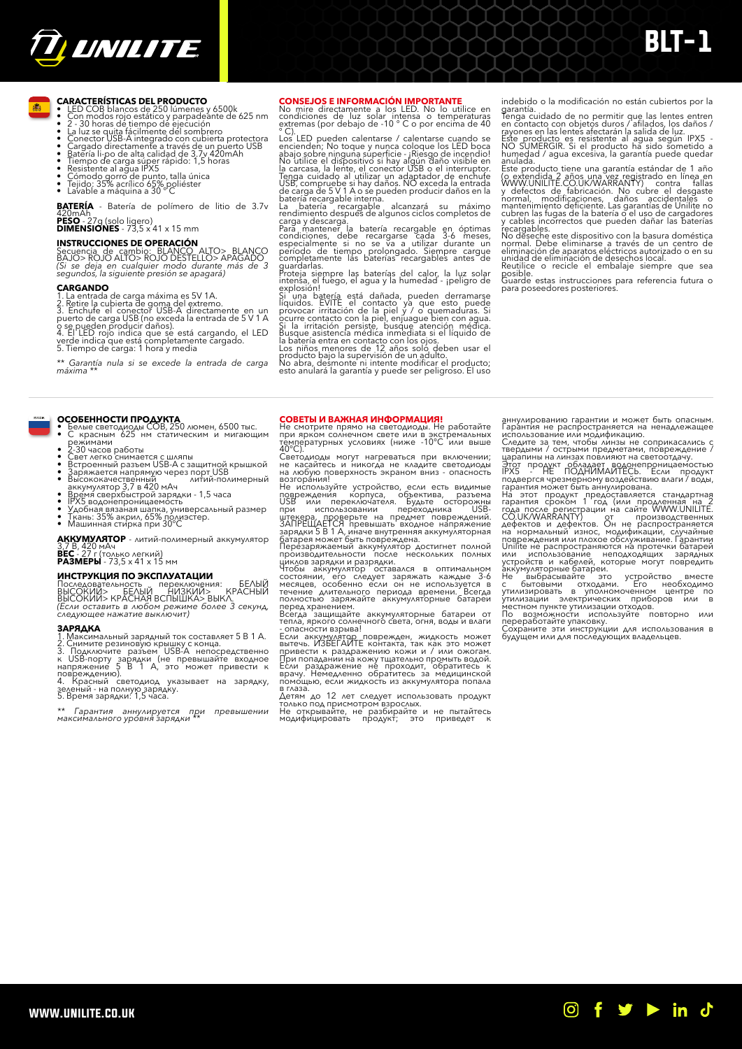# UNILITE

# BLT-1

## CARACTERÍSTICAS DEL PRODUCTO

- LED COB blancos de 250 lúmenes y 6500k
- Con modos rojo estático y parpadeante de 625 nm
- 2 - 30 horas de tiempo de ejecución
- La luz se quita fácilmente del sombrero
- Conector USB-A integrado con cubierta protectora
- Cargado directamente a través de un puerto USB
- Batería li-po de alta calidad de 3.7v 420mAh
- Tiempo de carga súper rápido: 1,5 horas
- Resistente al agua IPX5
- Cómodo gorro de punto, talla única
- Tejido: 35% acrílico 65% poliéster
- Lavable a máquina a 30 °C

**BATERÍA** - Batería de polímero de litio de 3.7v 420mAh
**PESO** - 27g (solo ligero)
**DIMENSIONES** - 73,5 x 41 x 15 mm

### INSTRUCCIONES DE OPERACIÓN

Secuencia de cambio: BLANCO ALTO> BLANCO BAJO> ROJO ALTO> ROJO DESTELLO> APAGADO
*(Si se deja en cualquier modo durante más de 3 segundos, la siguiente presión se apagará)*

### CARGANDO

1. La entrada de carga máxima es 5V 1A.
2. Retire la cubierta de goma del extremo.
3. Enchufe el conector USB-A directamente en un puerto de carga USB (no exceda la entrada de 5 V 1 A o se pueden producir daños).
4. El LED rojo indica que se está cargando, el LED verde indica que está completamente cargado.
5. Tiempo de carga: 1 hora y media

*** Garantía nula si se excede la entrada de carga máxima ***

### CONSEJOS E INFORMACIÓN IMPORTANTE

No mire directamente a los LED. No lo utilice en condiciones de luz solar intensa o temperaturas extremas (por debajo de -10 ° C o por encima de 40 ° C).
Los LED pueden calentarse / calentarse cuando se encienden; No toque y nunca coloque los LED boca abajo sobre ninguna superficie - ¡Riesgo de incendio!
No utilice el dispositivo si hay algún daño visible en la carcasa, la lente, el conector USB o el interruptor. Tenga cuidado al utilizar un adaptador de enchufe USB, compruebe si hay daños. NO exceda la entrada de carga de 5 V 1 A o se pueden producir daños en la batería recargable interna.
La batería recargable alcanzará su máximo rendimiento después de algunos ciclos completos de carga y descarga.
Para mantener la batería recargable en óptimas condiciones, debe recargarse cada 3-6 meses, especialmente si no se va a utilizar durante un período de tiempo prolongado. Siempre cargue completamente las baterías recargables antes de guardarlas.
Proteja siempre las baterías del calor, la luz solar intensa, el fuego, el agua y la humedad - ¡peligro de explosión!
Si una batería está dañada, pueden derramarse líquidos. EVITE el contacto ya que esto puede provocar irritación de la piel y / o quemaduras. Si ocurre contacto con la piel, enjuague bien con agua. Si la irritación persiste, busque atención médica. Busque asistencia médica inmediata si el líquido de la batería entra en contacto con los ojos.
Los niños menores de 12 años solo deben usar el producto bajo la supervisión de un adulto.
No abra, desmonte ni intente modificar el producto; esto anulará la garantía y puede ser peligroso. El uso indebido o la modificación no están cubiertos por la garantía.
Tenga cuidado de no permitir que las lentes entren en contacto con objetos duros / afilados, los daños / rayones en las lentes afectarán la salida de luz.
Este producto es resistente al agua según IPX5 - NO SUMERGIR. Si el producto ha sido sometido a humedad / agua excesiva, la garantía puede quedar anulada.
Este producto tiene una garantía estándar de 1 año (o extendida 2 años una vez registrado en línea en WWW.UNILITE.CO.UK/WARRANTY) contra fallas y defectos de fabricación. No cubre el desgaste normal, modificaciones, daños accidentales o mantenimiento deficiente. Las garantías de Unilite no cubren las fugas de la batería o el uso de cargadores y cables incorrectos que pueden dañar las baterías recargables.
No deseche este dispositivo con la basura doméstica normal. Debe eliminarse a través de un centro de eliminación de aparatos eléctricos autorizado o en su unidad de eliminación de desechos local.
Reutilice o recicle el embalaje siempre que sea posible.
Guarde estas instrucciones para referencia futura o para poseedores posteriores.

## ОСОБЕННОСТИ ПРОДУКТА

- Белые светодиоды COB, 250 люмен, 6500 тыс.
- С красным 625 нм статическим и мигающим режимами
- 2-30 часов работы
- Свет легко снимается с шляпы
- Встроенный разъем USB-A с защитной крышкой
- Заряжается напрямую через порт USB
- Высококачественный литий-полимерный аккумулятор 3,7 в 420 мАч
- Время сверхбыстрой зарядки - 1,5 часа
- IPX5 водонепроницаемость
- Удобная вязаная шапка, универсальный размер
- Ткань: 35% акрил, 65% полиэстер.
- Машинная стирка при 30°C

**АККУМУЛЯТОР** - литий-полимерный аккумулятор 3,7 В, 420 мАч
**ВЕС** - 27 г (только легкий)
**РАЗМЕРЫ** - 73,5 x 41 x 15 мм

### ИНСТРУКЦИЯ ПО ЭКСПЛУАТАЦИИ

Последовательность переключения: БЕЛЫЙ ВЫСОКИЙ> БЕЛЫЙ НИЗКИЙ> КРАСНЫЙ ВЫСОКИЙ> КРАСНАЯ ВСПЫШКА> ВЫКЛ.
*(Если оставить в любом режиме более 3 секунд, следующее нажатие выключит)*

### ЗАРЯДКА

1. Максимальный зарядный ток составляет 5 В 1 А.
2. Снимите резиновую крышку с конца.
3. Подключите разъем USB-A непосредственно к USB-порту зарядки (не превышайте входное напряжение 5 В 1 А, это может привести к повреждению).
4. Красный светодиод указывает на зарядку, зеленый - на полную зарядку.
5. Время зарядки: 1,5 часа.

*** Гарантия аннулируется при превышении максимального уровня зарядки ***

### СОВЕТЫ И ВАЖНАЯ ИНФОРМАЦИЯ!

Не смотрите прямо на светодиоды. Не работайте при ярком солнечном свете или в экстремальных температурных условиях (ниже -10°C или выше 40°C).
Светодиоды могут нагреваться при включении; не касайтесь и никогда не кладите светодиоды на любую поверхность экраном вниз - опасность возгорания!
Не используйте устройство, если есть видимые повреждения корпуса, объектива, разъема USB или переключателя. Будьте осторожны при использовании переходника USB-штекера, проверьте на предмет повреждений. ЗАПРЕЩАЕТСЯ превышать входное напряжение зарядки 5 В 1 А, иначе внутренняя аккумуляторная батарея может быть повреждена.
Перезаряжаемый аккумулятор достигнет полной производительности после нескольких полных циклов зарядки и разрядки.
Чтобы аккумулятор оставался в оптимальном состоянии, его следует заряжать каждые 3-6 месяцев, особенно если он не используется в течение длительного периода времени. Всегда полностью заряжайте аккумуляторные батареи перед хранением.
Всегда защищайте аккумуляторные батареи от тепла, яркого солнечного света, огня, воды и влаги - опасности взрыва!
Если аккумулятор поврежден, жидкость может вытечь. ИЗБЕГАЙТЕ контакта, так как это может привести к раздражению кожи и / или ожогам. При попадании на кожу тщательно промыть водой. Если раздражение не проходит, обратитесь к врачу. Немедленно обратитесь за медицинской помощью, если жидкость из аккумулятора попала в глаза.
Детям до 12 лет следует использовать продукт только под присмотром взрослых.
Не открывайте, не разбирайте и не пытайтесь модифицировать продукт; это приведет к аннулированию гарантии и может быть опасным. Гарантия не распространяется на ненадлежащее использование или модификацию.
Следите за тем, чтобы линзы не соприкасались с твердыми / острыми предметами, повреждение / царапины на линзах повлияют на светоотдачу.
Этот продукт обладает водонепроницаемостью IPX5 - НЕ ПОДНИМАЙТЕСЬ. Если продукт подвергся чрезмерному воздействию влаги / воды, гарантия может быть аннулирована.
На этот продукт предоставляется стандартная гарантия сроком 1 год (или продленная на 2 года после регистрации на сайте WWW.UNILITE.CO.UK/WARRANTY) от производственных дефектов и дефектов. Он не распространяется на нормальный износ, модификации, случайные повреждения или плохое обслуживание. Гарантии Unilite не распространяются на протечки батарей или использование неподходящих зарядных устройств и кабелей, которые могут повредить аккумуляторные батареи.
Не выбрасывайте это устройство вместе с бытовыми отходами. Его необходимо утилизировать в уполномоченном центре по утилизации электрических приборов или в местном пункте утилизации отходов.
По возможности используйте повторно или переработайте упаковку.
Сохраните эти инструкции для использования в будущем или для последующих владельцев.

WWW.UNILITE.CO.UK